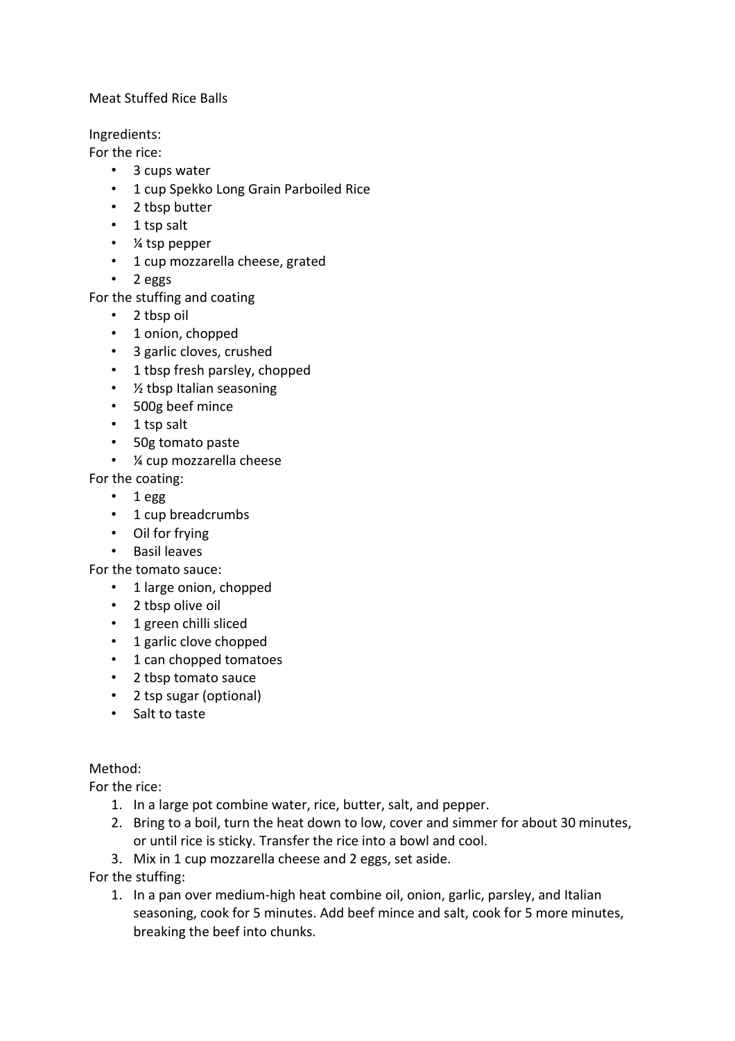Meat Stuffed Rice Balls

Ingredients:

For the rice:

- 3 cups water
- 1 cup Spekko Long Grain Parboiled Rice
- 2 tbsp butter
- 1 tsp salt
- ¼ tsp pepper
- 1 cup mozzarella cheese, grated
- 2 eggs

For the stuffing and coating

- 2 tbsp oil
- 1 onion, chopped
- 3 garlic cloves, crushed
- 1 tbsp fresh parsley, chopped
- ½ tbsp Italian seasoning
- 500g beef mince
- 1 tsp salt
- 50g tomato paste
- ¼ cup mozzarella cheese

For the coating:

- 1 egg
- 1 cup breadcrumbs
- Oil for frying
- Basil leaves

For the tomato sauce:

- 1 large onion, chopped
- 2 tbsp olive oil
- 1 green chilli sliced
- 1 garlic clove chopped
- 1 can chopped tomatoes
- 2 tbsp tomato sauce
- 2 tsp sugar (optional)
- Salt to taste

Method:

For the rice:

1. In a large pot combine water, rice, butter, salt, and pepper.
2. Bring to a boil, turn the heat down to low, cover and simmer for about 30 minutes, or until rice is sticky. Transfer the rice into a bowl and cool.
3. Mix in 1 cup mozzarella cheese and 2 eggs, set aside.

For the stuffing:

1. In a pan over medium-high heat combine oil, onion, garlic, parsley, and Italian seasoning, cook for 5 minutes. Add beef mince and salt, cook for 5 more minutes, breaking the beef into chunks.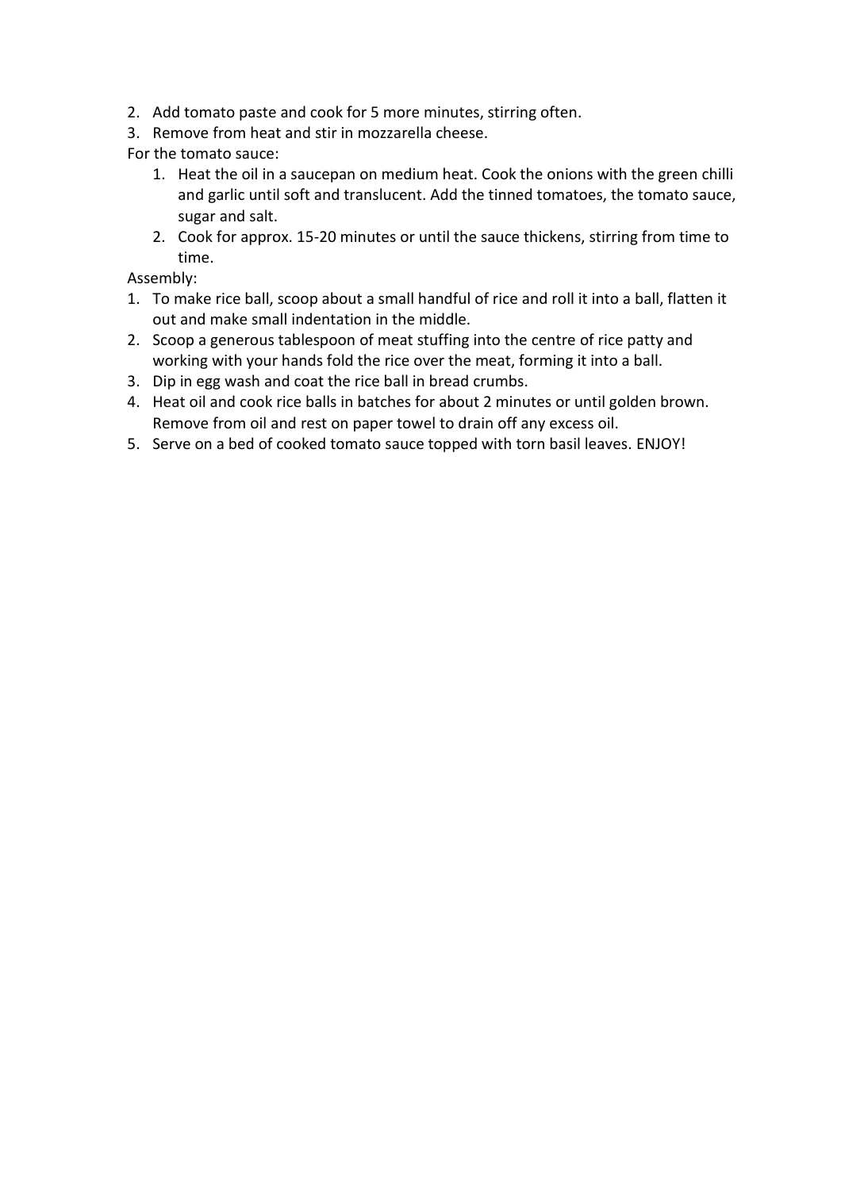2. Add tomato paste and cook for 5 more minutes, stirring often.
3. Remove from heat and stir in mozzarella cheese.

For the tomato sauce:

1. Heat the oil in a saucepan on medium heat. Cook the onions with the green chilli and garlic until soft and translucent. Add the tinned tomatoes, the tomato sauce, sugar and salt.
2. Cook for approx. 15-20 minutes or until the sauce thickens, stirring from time to time.

Assembly:

1. To make rice ball, scoop about a small handful of rice and roll it into a ball, flatten it out and make small indentation in the middle.
2. Scoop a generous tablespoon of meat stuffing into the centre of rice patty and working with your hands fold the rice over the meat, forming it into a ball.
3. Dip in egg wash and coat the rice ball in bread crumbs.
4. Heat oil and cook rice balls in batches for about 2 minutes or until golden brown. Remove from oil and rest on paper towel to drain off any excess oil.
5. Serve on a bed of cooked tomato sauce topped with torn basil leaves. ENJOY!